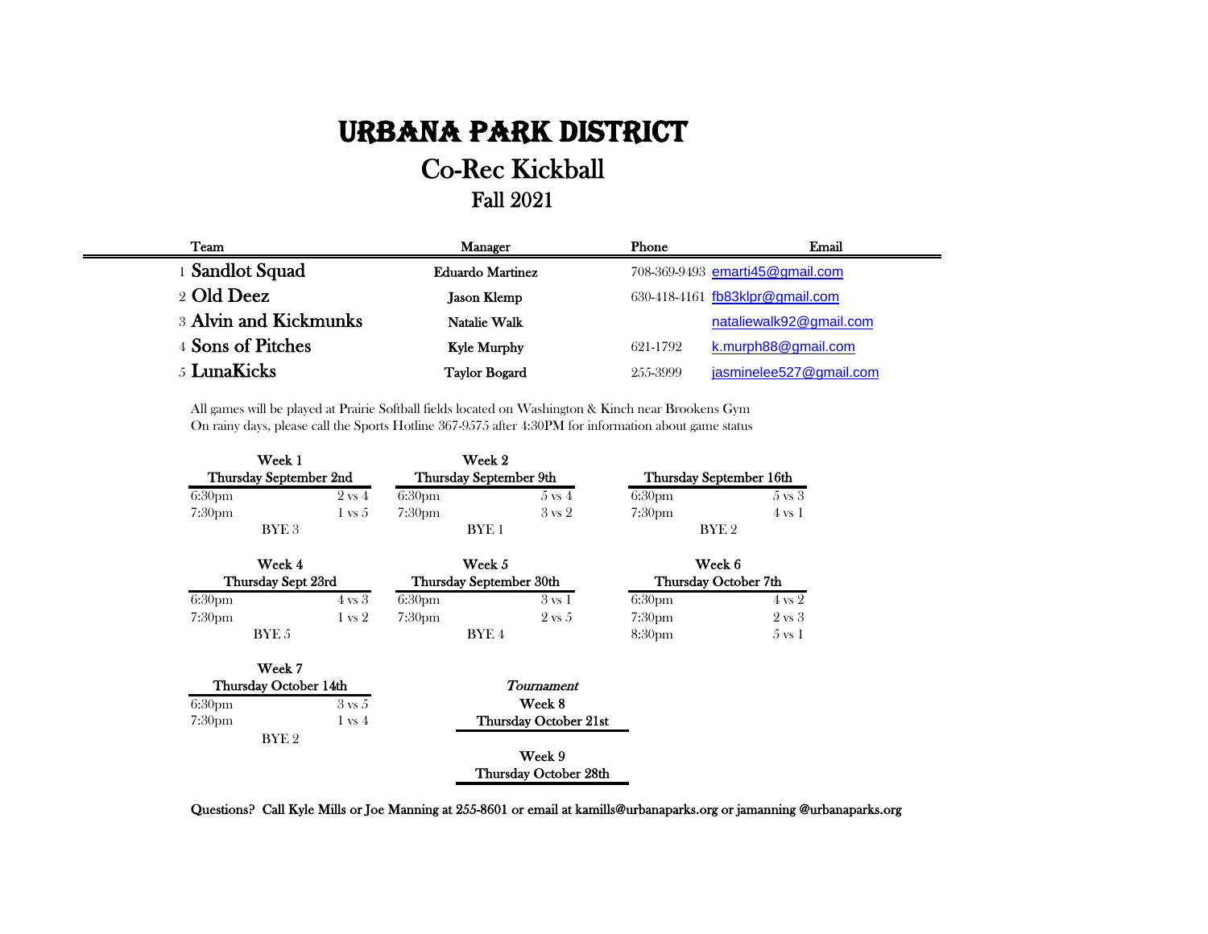# URBANA PARK DISTRICT

## Co-Rec Kickball

### Fall 2021

| | Team | Manager | Phone | Email |
|---|---|---|---|---|
| 1 | **Sandlot Squad** | Eduardo Martinez | 708-369-9493 | emarti45@gmail.com |
| 2 | **Old Deez** | Jason Klemp | 630-418-4161 | fb83klpr@gmail.com |
| 3 | **Alvin and Kickmunks** | Natalie Walk | | nataliewalk92@gmail.com |
| 4 | **Sons of Pitches** | Kyle Murphy | 621-1792 | k.murph88@gmail.com |
| 5 | **LunaKicks** | Taylor Bogard | 255-3999 | jasminelee527@gmail.com |

All games will be played at Prairie Softball fields located on Washington & Kinch near Brookens Gym
On rainy days, please call the Sports Hotline 367-9575 after 4:30PM for information about game status

**Week 1**
**Thursday September 2nd**

| Time | Game |
|---|---|
| 6:30pm | 2 vs 4 |
| 7:30pm | 1 vs 5 |
| BYE 3 | |

**Week 2**
**Thursday September 9th**

| Time | Game |
|---|---|
| 6:30pm | 5 vs 4 |
| 7:30pm | 3 vs 2 |
| BYE 1 | |

**Thursday September 16th**

| Time | Game |
|---|---|
| 6:30pm | 5 vs 3 |
| 7:30pm | 4 vs 1 |
| BYE 2 | |

**Week 4**
**Thursday Sept 23rd**

| Time | Game |
|---|---|
| 6:30pm | 4 vs 3 |
| 7:30pm | 1 vs 2 |
| BYE 5 | |

**Week 5**
**Thursday September 30th**

| Time | Game |
|---|---|
| 6:30pm | 3 vs 1 |
| 7:30pm | 2 vs 5 |
| BYE 4 | |

**Week 6**
**Thursday October 7th**

| Time | Game |
|---|---|
| 6:30pm | 4 vs 2 |
| 7:30pm | 2 vs 3 |
| 8:30pm | 5 vs 1 |

**Week 7**
**Thursday October 14th**

| Time | Game |
|---|---|
| 6:30pm | 3 vs 5 |
| 7:30pm | 1 vs 4 |
| BYE 2 | |

*Tournament*

**Week 8**
**Thursday October 21st**

**Week 9**
**Thursday October 28th**

**Questions? Call Kyle Mills or Joe Manning at 255-8601 or email at kamills@urbanaparks.org or jamanning @urbanaparks.org**